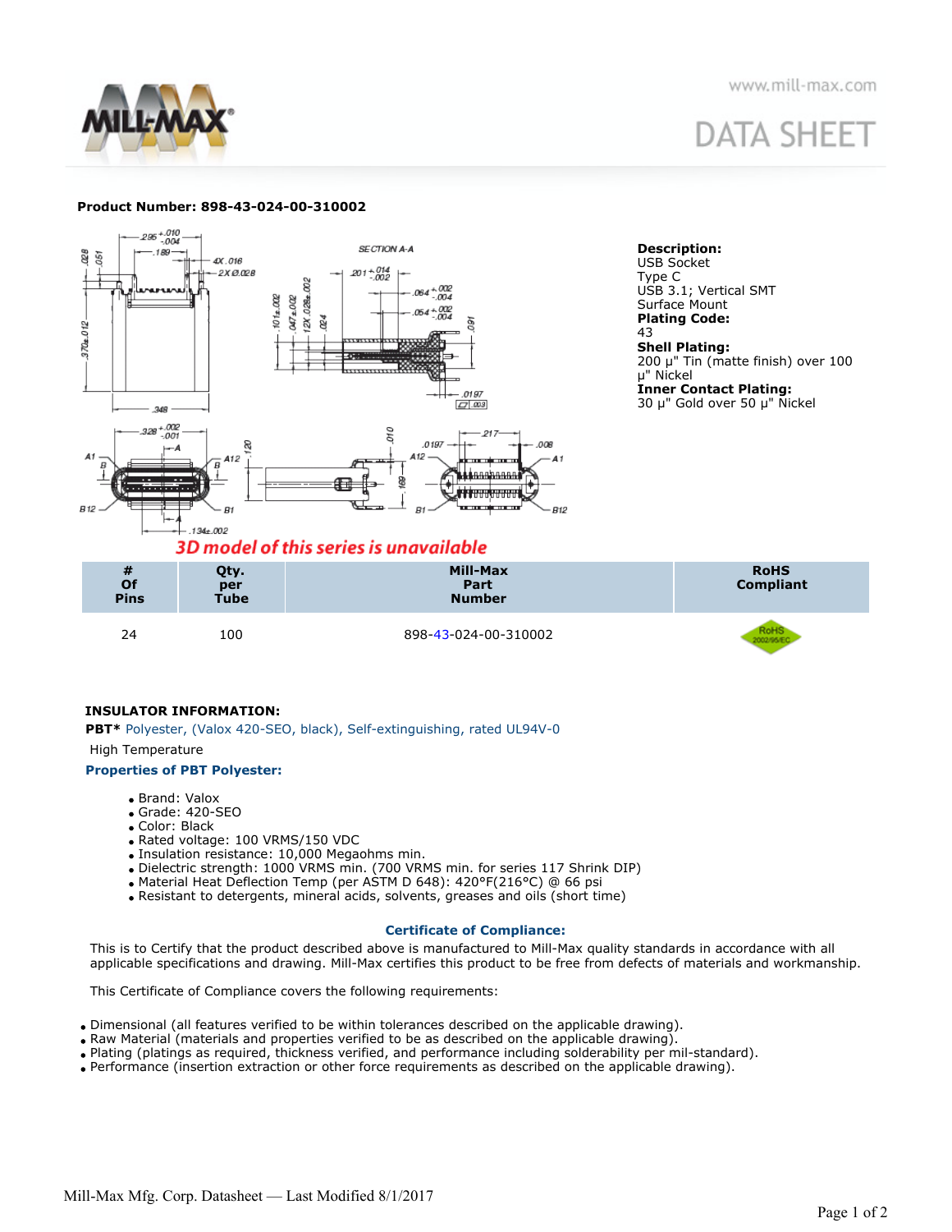**Product Number: 898-43-024-00-310002**

3D model of this series is unavailable

**Description:**
USB Socket
Type C
USB 3.1; Vertical SMT
Surface Mount

**Plating Code:**
43

**Shell Plating:**
200 μ" Tin (matte finish) over 100 μ" Nickel

**Inner Contact Plating:**
30 μ" Gold over 50 μ" Nickel

| # Of Pins | Qty. per Tube | Mill-Max Part Number | RoHS Compliant |
|---|---|---|---|
| 24 | 100 | 898-43-024-00-310002 | RoHS 2002/95/EC |

**INSULATOR INFORMATION:**

**PBT*** Polyester, (Valox 420-SEO, black), Self-extinguishing, rated UL94V-0

High Temperature

**Properties of PBT Polyester:**

- Brand: Valox
- Grade: 420-SEO
- Color: Black
- Rated voltage: 100 VRMS/150 VDC
- Insulation resistance: 10,000 Megaohms min.
- Dielectric strength: 1000 VRMS min. (700 VRMS min. for series 117 Shrink DIP)
- Material Heat Deflection Temp (per ASTM D 648): 420°F(216°C) @ 66 psi
- Resistant to detergents, mineral acids, solvents, greases and oils (short time)

**Certificate of Compliance:**

This is to Certify that the product described above is manufactured to Mill-Max quality standards in accordance with all applicable specifications and drawing. Mill-Max certifies this product to be free from defects of materials and workmanship.

This Certificate of Compliance covers the following requirements:

- Dimensional (all features verified to be within tolerances described on the applicable drawing).
- Raw Material (materials and properties verified to be as described on the applicable drawing).
- Plating (platings as required, thickness verified, and performance including solderability per mil-standard).
- Performance (insertion extraction or other force requirements as described on the applicable drawing).

Mill-Max Mfg. Corp. Datasheet — Last Modified 8/1/2017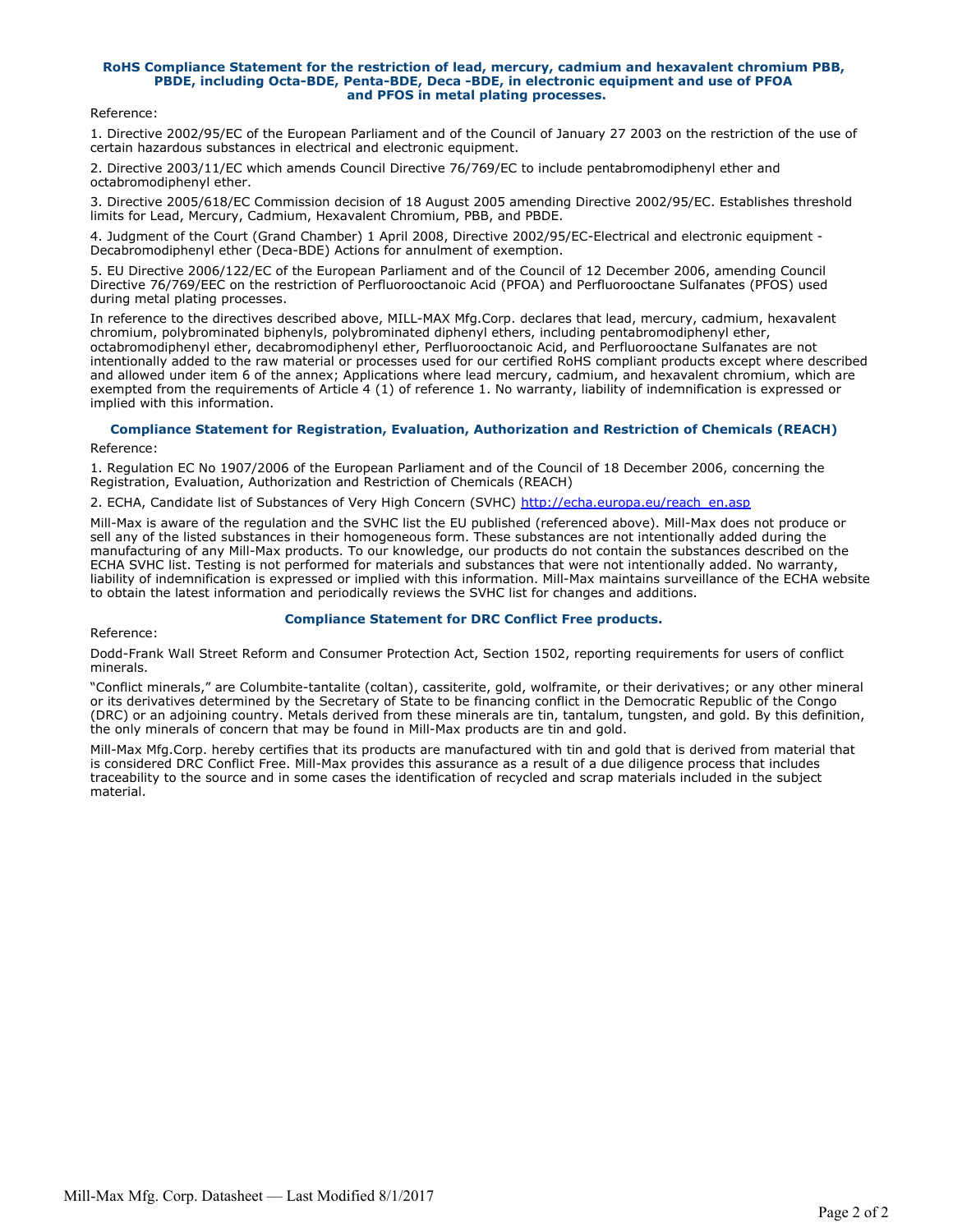### RoHS Compliance Statement for the restriction of lead, mercury, cadmium and hexavalent chromium PBB, PBDE, including Octa-BDE, Penta-BDE, Deca -BDE, in electronic equipment and use of PFOA and PFOS in metal plating processes.

Reference:

1. Directive 2002/95/EC of the European Parliament and of the Council of January 27 2003 on the restriction of the use of certain hazardous substances in electrical and electronic equipment.

2. Directive 2003/11/EC which amends Council Directive 76/769/EC to include pentabromodiphenyl ether and octabromodiphenyl ether.

3. Directive 2005/618/EC Commission decision of 18 August 2005 amending Directive 2002/95/EC. Establishes threshold limits for Lead, Mercury, Cadmium, Hexavalent Chromium, PBB, and PBDE.

4. Judgment of the Court (Grand Chamber) 1 April 2008, Directive 2002/95/EC-Electrical and electronic equipment - Decabromodiphenyl ether (Deca-BDE) Actions for annulment of exemption.

5. EU Directive 2006/122/EC of the European Parliament and of the Council of 12 December 2006, amending Council Directive 76/769/EEC on the restriction of Perfluorooctanoic Acid (PFOA) and Perfluorooctane Sulfanates (PFOS) used during metal plating processes.

In reference to the directives described above, MILL-MAX Mfg.Corp. declares that lead, mercury, cadmium, hexavalent chromium, polybrominated biphenyls, polybrominated diphenyl ethers, including pentabromodiphenyl ether, octabromodiphenyl ether, decabromodiphenyl ether, Perfluorooctanoic Acid, and Perfluorooctane Sulfanates are not intentionally added to the raw material or processes used for our certified RoHS compliant products except where described and allowed under item 6 of the annex; Applications where lead mercury, cadmium, and hexavalent chromium, which are exempted from the requirements of Article 4 (1) of reference 1. No warranty, liability of indemnification is expressed or implied with this information.

### Compliance Statement for Registration, Evaluation, Authorization and Restriction of Chemicals (REACH)

Reference:

1. Regulation EC No 1907/2006 of the European Parliament and of the Council of 18 December 2006, concerning the Registration, Evaluation, Authorization and Restriction of Chemicals (REACH)

2. ECHA, Candidate list of Substances of Very High Concern (SVHC) http://echa.europa.eu/reach_en.asp

Mill-Max is aware of the regulation and the SVHC list the EU published (referenced above). Mill-Max does not produce or sell any of the listed substances in their homogeneous form. These substances are not intentionally added during the manufacturing of any Mill-Max products. To our knowledge, our products do not contain the substances described on the ECHA SVHC list. Testing is not performed for materials and substances that were not intentionally added. No warranty, liability of indemnification is expressed or implied with this information. Mill-Max maintains surveillance of the ECHA website to obtain the latest information and periodically reviews the SVHC list for changes and additions.

### Compliance Statement for DRC Conflict Free products.

Reference:

Dodd-Frank Wall Street Reform and Consumer Protection Act, Section 1502, reporting requirements for users of conflict minerals.

"Conflict minerals," are Columbite-tantalite (coltan), cassiterite, gold, wolframite, or their derivatives; or any other mineral or its derivatives determined by the Secretary of State to be financing conflict in the Democratic Republic of the Congo (DRC) or an adjoining country. Metals derived from these minerals are tin, tantalum, tungsten, and gold. By this definition, the only minerals of concern that may be found in Mill-Max products are tin and gold.

Mill-Max Mfg.Corp. hereby certifies that its products are manufactured with tin and gold that is derived from material that is considered DRC Conflict Free. Mill-Max provides this assurance as a result of a due diligence process that includes traceability to the source and in some cases the identification of recycled and scrap materials included in the subject material.